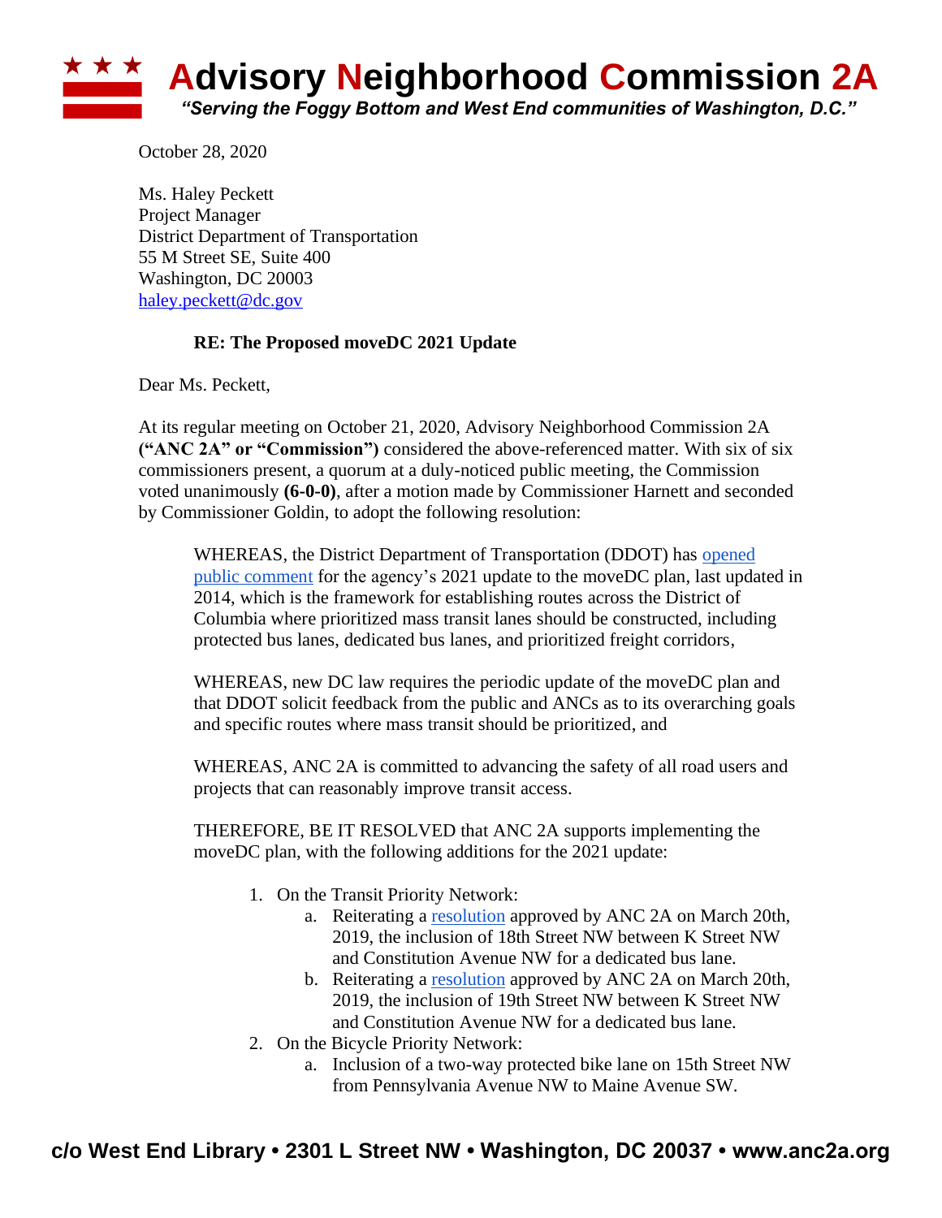# Advisory Neighborhood Commission 2A

*"Serving the Foggy Bottom and West End communities of Washington, D.C."*

October 28, 2020

Ms. Haley Peckett
Project Manager
District Department of Transportation
55 M Street SE, Suite 400
Washington, DC 20003
haley.peckett@dc.gov

**RE: The Proposed moveDC 2021 Update**

Dear Ms. Peckett,

At its regular meeting on October 21, 2020, Advisory Neighborhood Commission 2A **("ANC 2A" or "Commission")** considered the above-referenced matter. With six of six commissioners present, a quorum at a duly-noticed public meeting, the Commission voted unanimously **(6-0-0)**, after a motion made by Commissioner Harnett and seconded by Commissioner Goldin, to adopt the following resolution:

> WHEREAS, the District Department of Transportation (DDOT) has opened public comment for the agency's 2021 update to the moveDC plan, last updated in 2014, which is the framework for establishing routes across the District of Columbia where prioritized mass transit lanes should be constructed, including protected bus lanes, dedicated bus lanes, and prioritized freight corridors,
>
> WHEREAS, new DC law requires the periodic update of the moveDC plan and that DDOT solicit feedback from the public and ANCs as to its overarching goals and specific routes where mass transit should be prioritized, and
>
> WHEREAS, ANC 2A is committed to advancing the safety of all road users and projects that can reasonably improve transit access.
>
> THEREFORE, BE IT RESOLVED that ANC 2A supports implementing the moveDC plan, with the following additions for the 2021 update:
>
> 1. On the Transit Priority Network:
>    a. Reiterating a resolution approved by ANC 2A on March 20th, 2019, the inclusion of 18th Street NW between K Street NW and Constitution Avenue NW for a dedicated bus lane.
>    b. Reiterating a resolution approved by ANC 2A on March 20th, 2019, the inclusion of 19th Street NW between K Street NW and Constitution Avenue NW for a dedicated bus lane.
> 2. On the Bicycle Priority Network:
>    a. Inclusion of a two-way protected bike lane on 15th Street NW from Pennsylvania Avenue NW to Maine Avenue SW.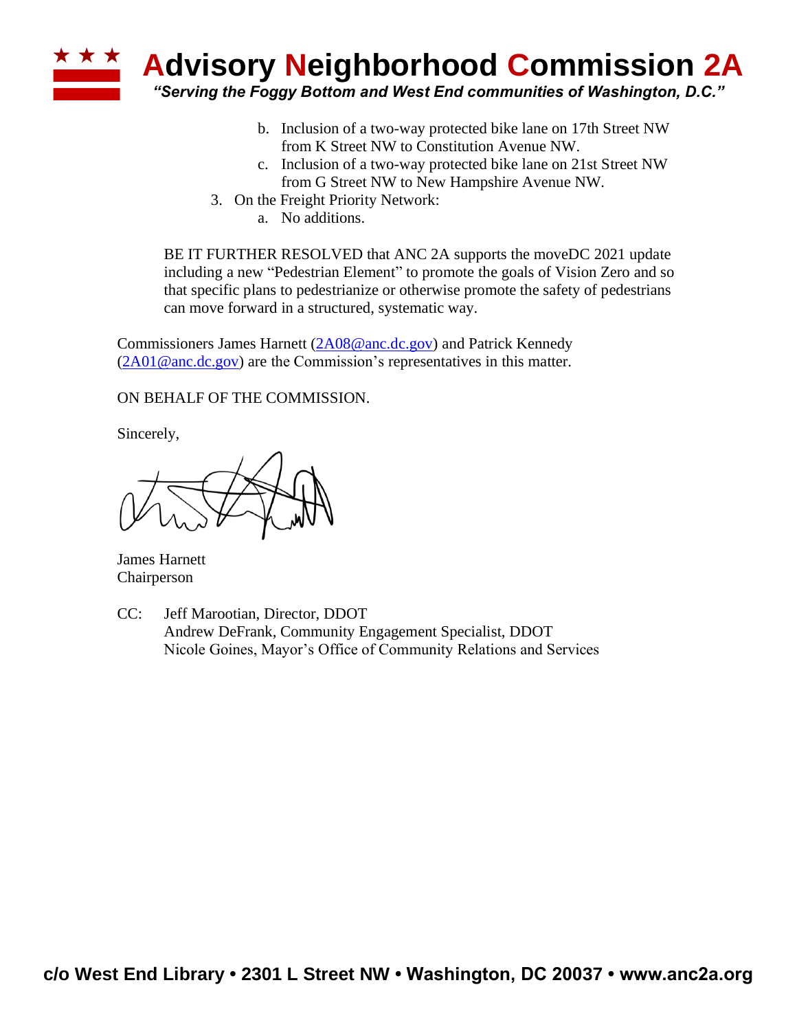b. Inclusion of a two-way protected bike lane on 17th Street NW from K Street NW to Constitution Avenue NW.
c. Inclusion of a two-way protected bike lane on 21st Street NW from G Street NW to New Hampshire Avenue NW.

3. On the Freight Priority Network:
   a. No additions.

BE IT FURTHER RESOLVED that ANC 2A supports the moveDC 2021 update including a new "Pedestrian Element" to promote the goals of Vision Zero and so that specific plans to pedestrianize or otherwise promote the safety of pedestrians can move forward in a structured, systematic way.

Commissioners James Harnett (2A08@anc.dc.gov) and Patrick Kennedy (2A01@anc.dc.gov) are the Commission's representatives in this matter.

ON BEHALF OF THE COMMISSION.

Sincerely,

James Harnett
Chairperson

CC: Jeff Marootian, Director, DDOT
Andrew DeFrank, Community Engagement Specialist, DDOT
Nicole Goines, Mayor's Office of Community Relations and Services